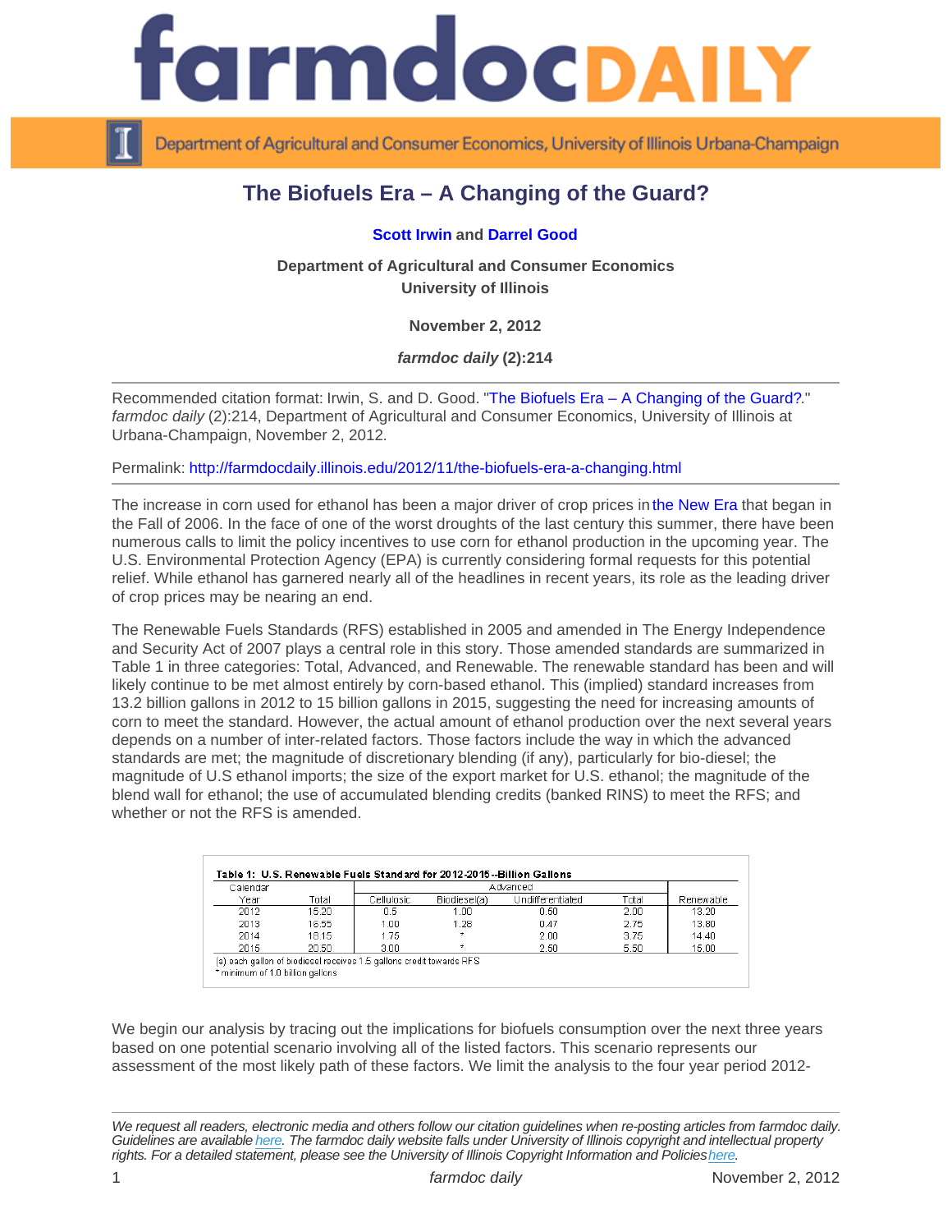# The Biofuels Era – A Changing of the Guard?

**Scott Irwin** and **Darrel Good**

**Department of Agricultural and Consumer Economics**
**University of Illinois**

**November 2, 2012**

***farmdoc daily* (2):214**

Recommended citation format: Irwin, S. and D. Good. "The Biofuels Era – A Changing of the Guard?." *farmdoc daily* (2):214, Department of Agricultural and Consumer Economics, University of Illinois at Urbana-Champaign, November 2, 2012.

Permalink: http://farmdocdaily.illinois.edu/2012/11/the-biofuels-era-a-changing.html

The increase in corn used for ethanol has been a major driver of crop prices in the New Era that began in the Fall of 2006. In the face of one of the worst droughts of the last century this summer, there have been numerous calls to limit the policy incentives to use corn for ethanol production in the upcoming year. The U.S. Environmental Protection Agency (EPA) is currently considering formal requests for this potential relief. While ethanol has garnered nearly all of the headlines in recent years, its role as the leading driver of crop prices may be nearing an end.

The Renewable Fuels Standards (RFS) established in 2005 and amended in The Energy Independence and Security Act of 2007 plays a central role in this story. Those amended standards are summarized in Table 1 in three categories: Total, Advanced, and Renewable. The renewable standard has been and will likely continue to be met almost entirely by corn-based ethanol. This (implied) standard increases from 13.2 billion gallons in 2012 to 15 billion gallons in 2015, suggesting the need for increasing amounts of corn to meet the standard. However, the actual amount of ethanol production over the next several years depends on a number of inter-related factors. Those factors include the way in which the advanced standards are met; the magnitude of discretionary blending (if any), particularly for bio-diesel; the magnitude of U.S ethanol imports; the size of the export market for U.S. ethanol; the magnitude of the blend wall for ethanol; the use of accumulated blending credits (banked RINS) to meet the RFS; and whether or not the RFS is amended.

**Table 1: U.S. Renewable Fuels Standard for 2012-2015--Billion Gallons**

| Calendar Year | Total | Advanced | | | | Renewable |
|---|---|---|---|---|---|---|
| | | Cellulosic | Biodiesel(a) | Undifferentiated | Total | |
| 2012 | 15.20 | 0.5 | 1.00 | 0.50 | 2.00 | 13.20 |
| 2013 | 16.55 | 1.00 | 1.28 | 0.47 | 2.75 | 13.80 |
| 2014 | 18.15 | 1.75 | * | 2.00 | 3.75 | 14.40 |
| 2015 | 20.50 | 3.00 | * | 2.50 | 5.50 | 15.00 |

(a) each gallon of biodiesel receives 1.5 gallons credit towards RFS
\* minimum of 1.0 billion gallons

We begin our analysis by tracing out the implications for biofuels consumption over the next three years based on one potential scenario involving all of the listed factors. This scenario represents our assessment of the most likely path of these factors. We limit the analysis to the four year period 2012-

*We request all readers, electronic media and others follow our citation guidelines when re-posting articles from farmdoc daily. Guidelines are available here. The farmdoc daily website falls under University of Illinois copyright and intellectual property rights. For a detailed statement, please see the University of Illinois Copyright Information and Policies here.*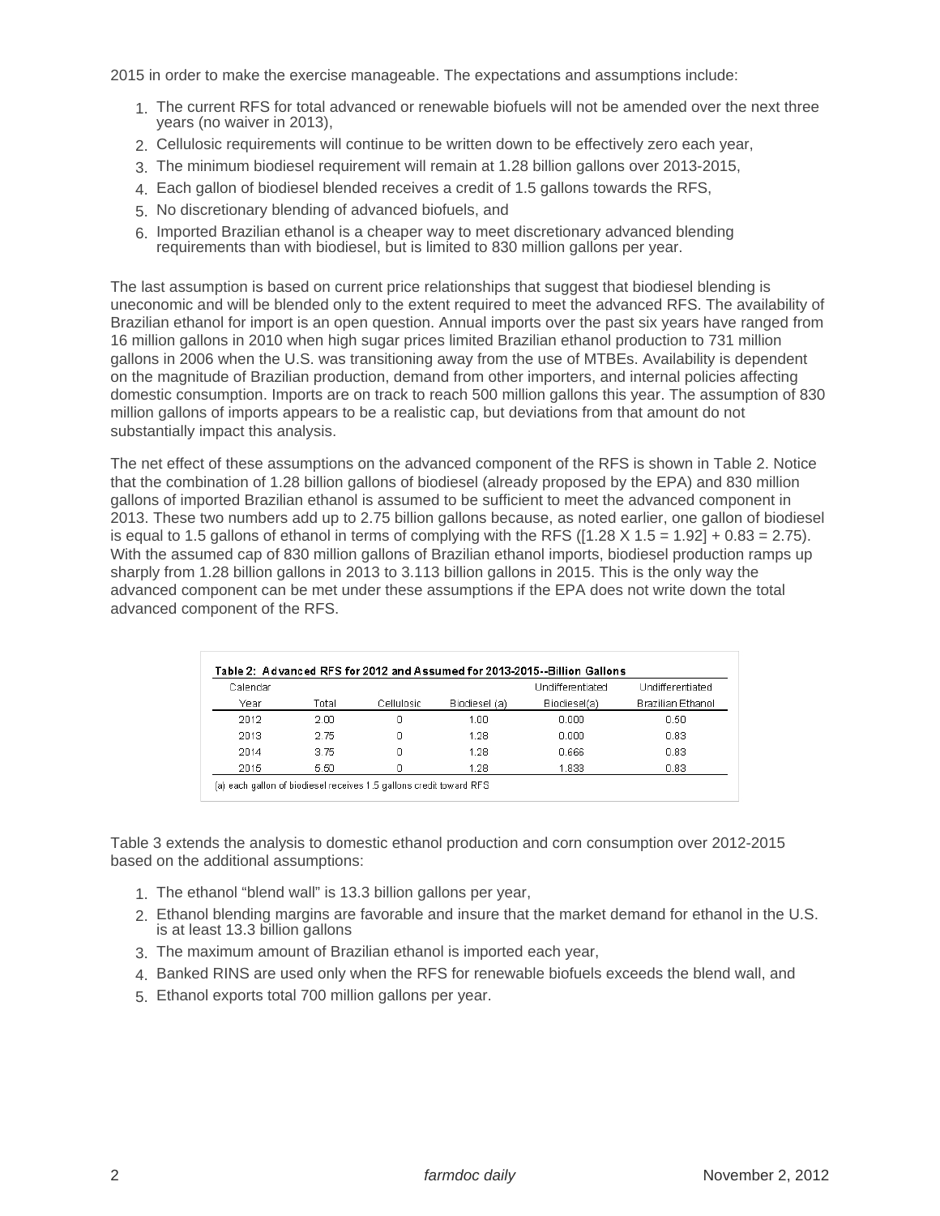2015 in order to make the exercise manageable. The expectations and assumptions include:

1. The current RFS for total advanced or renewable biofuels will not be amended over the next three years (no waiver in 2013),
2. Cellulosic requirements will continue to be written down to be effectively zero each year,
3. The minimum biodiesel requirement will remain at 1.28 billion gallons over 2013-2015,
4. Each gallon of biodiesel blended receives a credit of 1.5 gallons towards the RFS,
5. No discretionary blending of advanced biofuels, and
6. Imported Brazilian ethanol is a cheaper way to meet discretionary advanced blending requirements than with biodiesel, but is limited to 830 million gallons per year.

The last assumption is based on current price relationships that suggest that biodiesel blending is uneconomic and will be blended only to the extent required to meet the advanced RFS. The availability of Brazilian ethanol for import is an open question. Annual imports over the past six years have ranged from 16 million gallons in 2010 when high sugar prices limited Brazilian ethanol production to 731 million gallons in 2006 when the U.S. was transitioning away from the use of MTBEs. Availability is dependent on the magnitude of Brazilian production, demand from other importers, and internal policies affecting domestic consumption. Imports are on track to reach 500 million gallons this year. The assumption of 830 million gallons of imports appears to be a realistic cap, but deviations from that amount do not substantially impact this analysis.

The net effect of these assumptions on the advanced component of the RFS is shown in Table 2. Notice that the combination of 1.28 billion gallons of biodiesel (already proposed by the EPA) and 830 million gallons of imported Brazilian ethanol is assumed to be sufficient to meet the advanced component in 2013. These two numbers add up to 2.75 billion gallons because, as noted earlier, one gallon of biodiesel is equal to 1.5 gallons of ethanol in terms of complying with the RFS ([1.28 X 1.5 = 1.92] + 0.83 = 2.75). With the assumed cap of 830 million gallons of Brazilian ethanol imports, biodiesel production ramps up sharply from 1.28 billion gallons in 2013 to 3.113 billion gallons in 2015. This is the only way the advanced component can be met under these assumptions if the EPA does not write down the total advanced component of the RFS.

**Table 2: Advanced RFS for 2012 and Assumed for 2013-2015--Billion Gallons**

| Calendar Year | Total | Cellulosic | Biodiesel (a) | Undifferentiated Biodiesel(a) | Undifferentiated Brazilian Ethanol |
|---|---|---|---|---|---|
| 2012 | 2.00 | 0 | 1.00 | 0.000 | 0.50 |
| 2013 | 2.75 | 0 | 1.28 | 0.000 | 0.83 |
| 2014 | 3.75 | 0 | 1.28 | 0.666 | 0.83 |
| 2015 | 5.50 | 0 | 1.28 | 1.833 | 0.83 |

(a) each gallon of biodiesel receives 1.5 gallons credit toward RFS

Table 3 extends the analysis to domestic ethanol production and corn consumption over 2012-2015 based on the additional assumptions:

1. The ethanol "blend wall" is 13.3 billion gallons per year,
2. Ethanol blending margins are favorable and insure that the market demand for ethanol in the U.S. is at least 13.3 billion gallons
3. The maximum amount of Brazilian ethanol is imported each year,
4. Banked RINS are used only when the RFS for renewable biofuels exceeds the blend wall, and
5. Ethanol exports total 700 million gallons per year.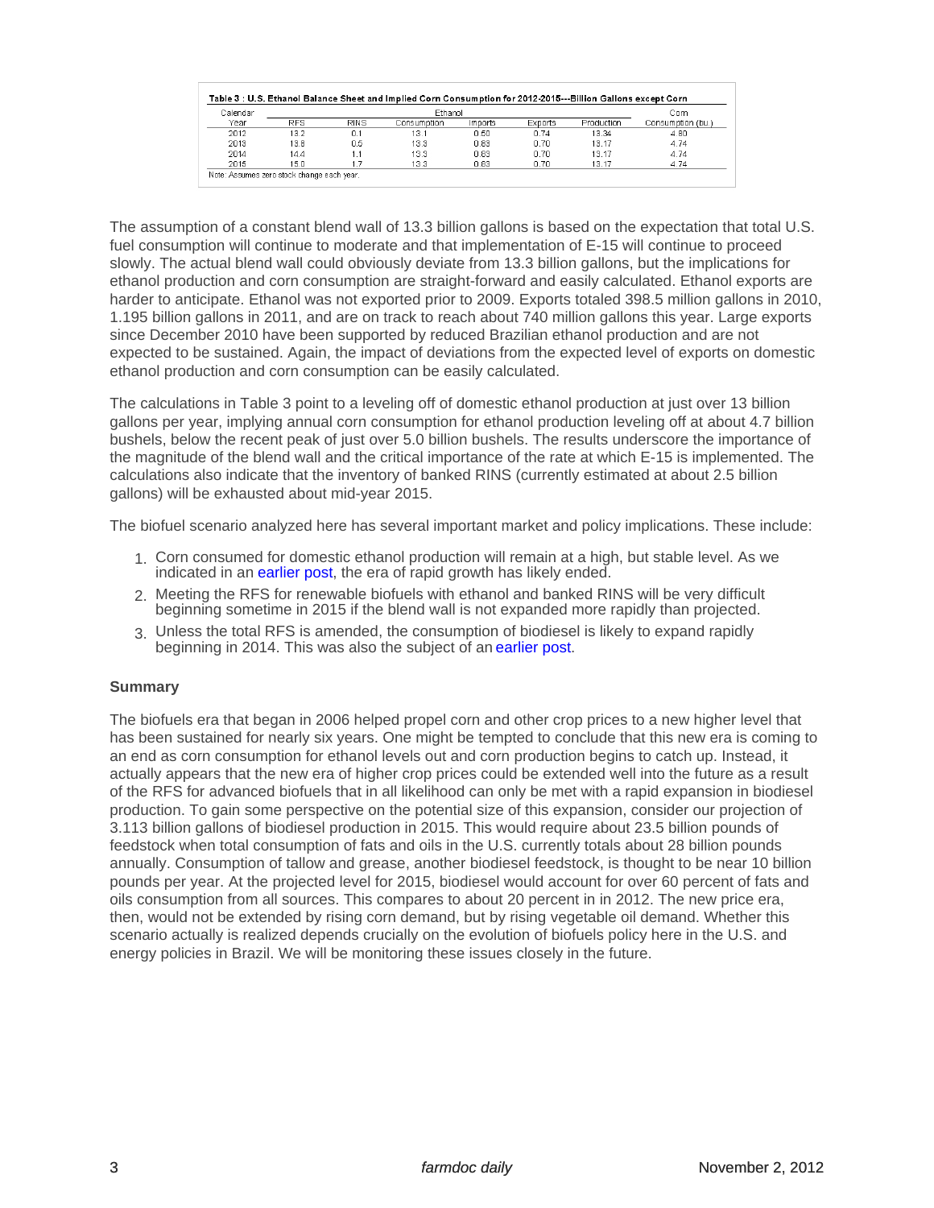**Table 3 : U.S. Ethanol Balance Sheet and Implied Corn Consumption for 2012-2015---Billion Gallons except Corn**

| Calendar Year | Ethanol | | | | | | Corn |
|---|---|---|---|---|---|---|---|
| | RFS | RINS | Consumption | Imports | Exports | Production | Consumption (bu.) |
| 2012 | 13.2 | 0.1 | 13.1 | 0.50 | 0.74 | 13.34 | 4.80 |
| 2013 | 13.8 | 0.5 | 13.3 | 0.83 | 0.70 | 13.17 | 4.74 |
| 2014 | 14.4 | 1.1 | 13.3 | 0.83 | 0.70 | 13.17 | 4.74 |
| 2015 | 15.0 | 1.7 | 13.3 | 0.83 | 0.70 | 13.17 | 4.74 |

Note: Assumes zero stock change each year.

The assumption of a constant blend wall of 13.3 billion gallons is based on the expectation that total U.S. fuel consumption will continue to moderate and that implementation of E-15 will continue to proceed slowly. The actual blend wall could obviously deviate from 13.3 billion gallons, but the implications for ethanol production and corn consumption are straight-forward and easily calculated. Ethanol exports are harder to anticipate. Ethanol was not exported prior to 2009. Exports totaled 398.5 million gallons in 2010, 1.195 billion gallons in 2011, and are on track to reach about 740 million gallons this year. Large exports since December 2010 have been supported by reduced Brazilian ethanol production and are not expected to be sustained. Again, the impact of deviations from the expected level of exports on domestic ethanol production and corn consumption can be easily calculated.

The calculations in Table 3 point to a leveling off of domestic ethanol production at just over 13 billion gallons per year, implying annual corn consumption for ethanol production leveling off at about 4.7 billion bushels, below the recent peak of just over 5.0 billion bushels. The results underscore the importance of the magnitude of the blend wall and the critical importance of the rate at which E-15 is implemented. The calculations also indicate that the inventory of banked RINS (currently estimated at about 2.5 billion gallons) will be exhausted about mid-year 2015.

The biofuel scenario analyzed here has several important market and policy implications. These include:

1. Corn consumed for domestic ethanol production will remain at a high, but stable level. As we indicated in an earlier post, the era of rapid growth has likely ended.
2. Meeting the RFS for renewable biofuels with ethanol and banked RINS will be very difficult beginning sometime in 2015 if the blend wall is not expanded more rapidly than projected.
3. Unless the total RFS is amended, the consumption of biodiesel is likely to expand rapidly beginning in 2014. This was also the subject of an earlier post.

**Summary**

The biofuels era that began in 2006 helped propel corn and other crop prices to a new higher level that has been sustained for nearly six years. One might be tempted to conclude that this new era is coming to an end as corn consumption for ethanol levels out and corn production begins to catch up. Instead, it actually appears that the new era of higher crop prices could be extended well into the future as a result of the RFS for advanced biofuels that in all likelihood can only be met with a rapid expansion in biodiesel production. To gain some perspective on the potential size of this expansion, consider our projection of 3.113 billion gallons of biodiesel production in 2015. This would require about 23.5 billion pounds of feedstock when total consumption of fats and oils in the U.S. currently totals about 28 billion pounds annually. Consumption of tallow and grease, another biodiesel feedstock, is thought to be near 10 billion pounds per year. At the projected level for 2015, biodiesel would account for over 60 percent of fats and oils consumption from all sources. This compares to about 20 percent in in 2012. The new price era, then, would not be extended by rising corn demand, but by rising vegetable oil demand. Whether this scenario actually is realized depends crucially on the evolution of biofuels policy here in the U.S. and energy policies in Brazil. We will be monitoring these issues closely in the future.